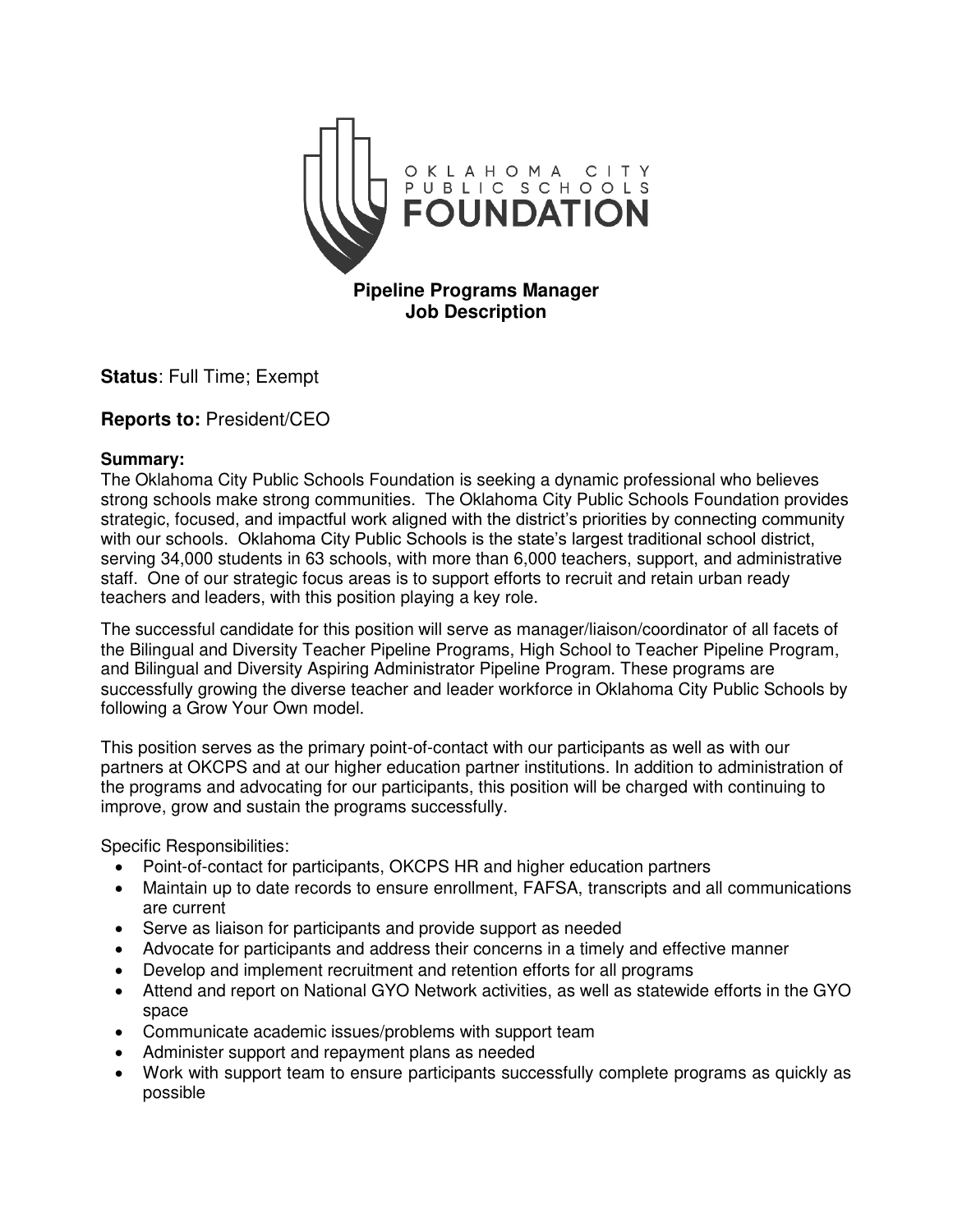OKLAHOMA CITY PUBLIC SCHOOLS **FOUNDATION**

# Pipeline Programs Manager Job Description

**Status**: Full Time; Exempt

**Reports to:** President/CEO

**Summary:**

The Oklahoma City Public Schools Foundation is seeking a dynamic professional who believes strong schools make strong communities. The Oklahoma City Public Schools Foundation provides strategic, focused, and impactful work aligned with the district's priorities by connecting community with our schools. Oklahoma City Public Schools is the state's largest traditional school district, serving 34,000 students in 63 schools, with more than 6,000 teachers, support, and administrative staff. One of our strategic focus areas is to support efforts to recruit and retain urban ready teachers and leaders, with this position playing a key role.

The successful candidate for this position will serve as manager/liaison/coordinator of all facets of the Bilingual and Diversity Teacher Pipeline Programs, High School to Teacher Pipeline Program, and Bilingual and Diversity Aspiring Administrator Pipeline Program. These programs are successfully growing the diverse teacher and leader workforce in Oklahoma City Public Schools by following a Grow Your Own model.

This position serves as the primary point-of-contact with our participants as well as with our partners at OKCPS and at our higher education partner institutions. In addition to administration of the programs and advocating for our participants, this position will be charged with continuing to improve, grow and sustain the programs successfully.

Specific Responsibilities:

- Point-of-contact for participants, OKCPS HR and higher education partners
- Maintain up to date records to ensure enrollment, FAFSA, transcripts and all communications are current
- Serve as liaison for participants and provide support as needed
- Advocate for participants and address their concerns in a timely and effective manner
- Develop and implement recruitment and retention efforts for all programs
- Attend and report on National GYO Network activities, as well as statewide efforts in the GYO space
- Communicate academic issues/problems with support team
- Administer support and repayment plans as needed
- Work with support team to ensure participants successfully complete programs as quickly as possible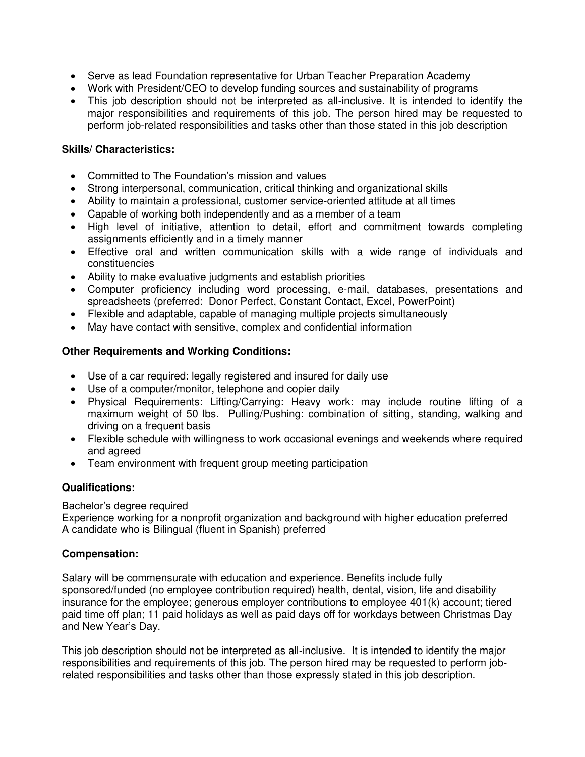- Serve as lead Foundation representative for Urban Teacher Preparation Academy
- Work with President/CEO to develop funding sources and sustainability of programs
- This job description should not be interpreted as all-inclusive. It is intended to identify the major responsibilities and requirements of this job. The person hired may be requested to perform job-related responsibilities and tasks other than those stated in this job description

**Skills/ Characteristics:**

- Committed to The Foundation's mission and values
- Strong interpersonal, communication, critical thinking and organizational skills
- Ability to maintain a professional, customer service-oriented attitude at all times
- Capable of working both independently and as a member of a team
- High level of initiative, attention to detail, effort and commitment towards completing assignments efficiently and in a timely manner
- Effective oral and written communication skills with a wide range of individuals and constituencies
- Ability to make evaluative judgments and establish priorities
- Computer proficiency including word processing, e-mail, databases, presentations and spreadsheets (preferred: Donor Perfect, Constant Contact, Excel, PowerPoint)
- Flexible and adaptable, capable of managing multiple projects simultaneously
- May have contact with sensitive, complex and confidential information

**Other Requirements and Working Conditions:**

- Use of a car required: legally registered and insured for daily use
- Use of a computer/monitor, telephone and copier daily
- Physical Requirements: Lifting/Carrying: Heavy work: may include routine lifting of a maximum weight of 50 lbs. Pulling/Pushing: combination of sitting, standing, walking and driving on a frequent basis
- Flexible schedule with willingness to work occasional evenings and weekends where required and agreed
- Team environment with frequent group meeting participation

**Qualifications:**

Bachelor's degree required
Experience working for a nonprofit organization and background with higher education preferred
A candidate who is Bilingual (fluent in Spanish) preferred

**Compensation:**

Salary will be commensurate with education and experience. Benefits include fully sponsored/funded (no employee contribution required) health, dental, vision, life and disability insurance for the employee; generous employer contributions to employee 401(k) account; tiered paid time off plan; 11 paid holidays as well as paid days off for workdays between Christmas Day and New Year's Day.

This job description should not be interpreted as all-inclusive. It is intended to identify the major responsibilities and requirements of this job. The person hired may be requested to perform job-related responsibilities and tasks other than those expressly stated in this job description.